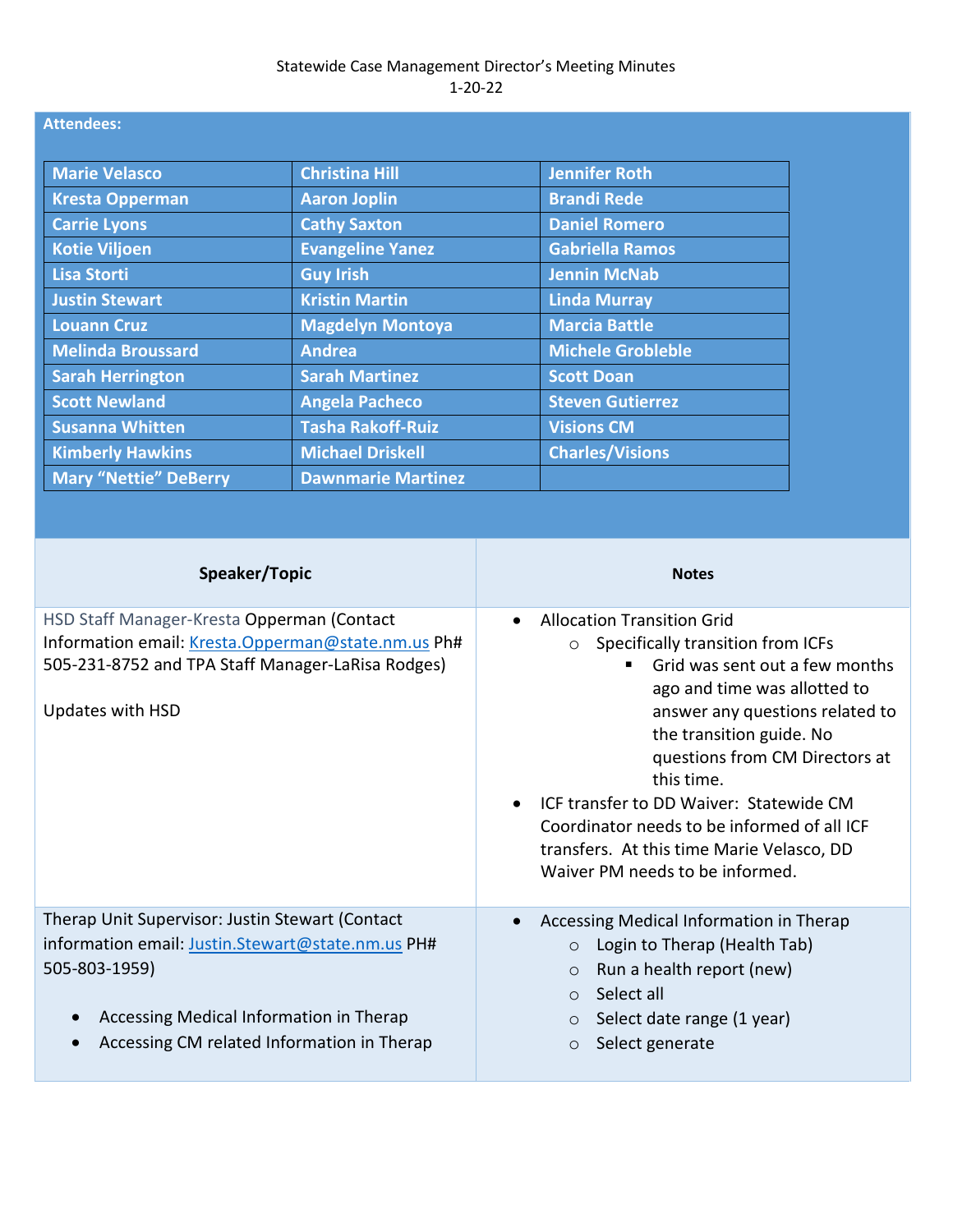Statewide Case Management Director's Meeting Minutes
1-20-22

**Attendees:**

| | | |
|---|---|---|
| Marie Velasco | Christina Hill | Jennifer Roth |
| Kresta Opperman | Aaron Joplin | Brandi Rede |
| Carrie Lyons | Cathy Saxton | Daniel Romero |
| Kotie Viljoen | Evangeline Yanez | Gabriella Ramos |
| Lisa Storti | Guy Irish | Jennin McNab |
| Justin Stewart | Kristin Martin | Linda Murray |
| Louann Cruz | Magdelyn Montoya | Marcia Battle |
| Melinda Broussard | Andrea | Michele Grobleble |
| Sarah Herrington | Sarah Martinez | Scott Doan |
| Scott Newland | Angela Pacheco | Steven Gutierrez |
| Susanna Whitten | Tasha Rakoff-Ruiz | Visions CM |
| Kimberly Hawkins | Michael Driskell | Charles/Visions |
| Mary "Nettie" DeBerry | Dawnmarie Martinez | |

| Speaker/Topic | Notes |
|---|---|
| HSD Staff Manager-Kresta Opperman (Contact Information email: Kresta.Opperman@state.nm.us Ph# 505-231-8752 and TPA Staff Manager-LaRisa Rodges)<br><br>Updates with HSD | • Allocation Transition Grid<br>&nbsp;&nbsp;&nbsp;&nbsp;○ Specifically transition from ICFs<br>&nbsp;&nbsp;&nbsp;&nbsp;&nbsp;&nbsp;&nbsp;&nbsp;▪ Grid was sent out a few months ago and time was allotted to answer any questions related to the transition guide. No questions from CM Directors at this time.<br>• ICF transfer to DD Waiver: Statewide CM Coordinator needs to be informed of all ICF transfers. At this time Marie Velasco, DD Waiver PM needs to be informed. |
| Therap Unit Supervisor: Justin Stewart (Contact information email: Justin.Stewart@state.nm.us PH# 505-803-1959)<br><br>• Accessing Medical Information in Therap<br>• Accessing CM related Information in Therap | • Accessing Medical Information in Therap<br>&nbsp;&nbsp;&nbsp;&nbsp;○ Login to Therap (Health Tab)<br>&nbsp;&nbsp;&nbsp;&nbsp;○ Run a health report (new)<br>&nbsp;&nbsp;&nbsp;&nbsp;○ Select all<br>&nbsp;&nbsp;&nbsp;&nbsp;○ Select date range (1 year)<br>&nbsp;&nbsp;&nbsp;&nbsp;○ Select generate |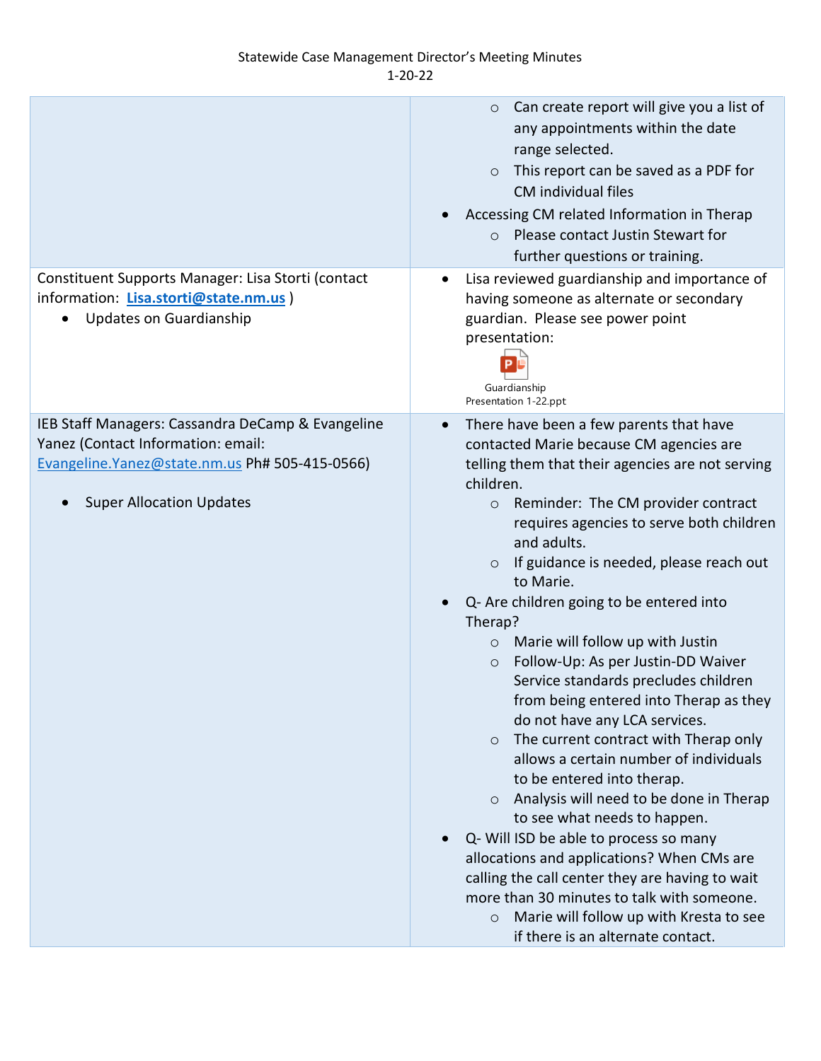Statewide Case Management Director's Meeting Minutes
1-20-22

| | |
|---|---|
| | <ul><li>Can create report will give you a list of any appointments within the date range selected.</li><li>This report can be saved as a PDF for CM individual files</li></ul><ul><li>Accessing CM related Information in Therap<ul><li>Please contact Justin Stewart for further questions or training.</li></ul></li></ul> |
| Constituent Supports Manager: Lisa Storti (contact information: **Lisa.storti@state.nm.us** )<ul><li>Updates on Guardianship</li></ul> | <ul><li>Lisa reviewed guardianship and importance of having someone as alternate or secondary guardian. Please see power point presentation:</li></ul>Guardianship Presentation 1-22.ppt |
| IEB Staff Managers: Cassandra DeCamp & Evangeline Yanez (Contact Information: email: Evangeline.Yanez@state.nm.us Ph# 505-415-0566)<ul><li>Super Allocation Updates</li></ul> | <ul><li>There have been a few parents that have contacted Marie because CM agencies are telling them that their agencies are not serving children.<ul><li>Reminder: The CM provider contract requires agencies to serve both children and adults.</li><li>If guidance is needed, please reach out to Marie.</li></ul></li><li>Q- Are children going to be entered into Therap?<ul><li>Marie will follow up with Justin</li><li>Follow-Up: As per Justin-DD Waiver Service standards precludes children from being entered into Therap as they do not have any LCA services.</li><li>The current contract with Therap only allows a certain number of individuals to be entered into therap.</li><li>Analysis will need to be done in Therap to see what needs to happen.</li></ul></li><li>Q- Will ISD be able to process so many allocations and applications? When CMs are calling the call center they are having to wait more than 30 minutes to talk with someone.<ul><li>Marie will follow up with Kresta to see if there is an alternate contact.</li></ul></li></ul> |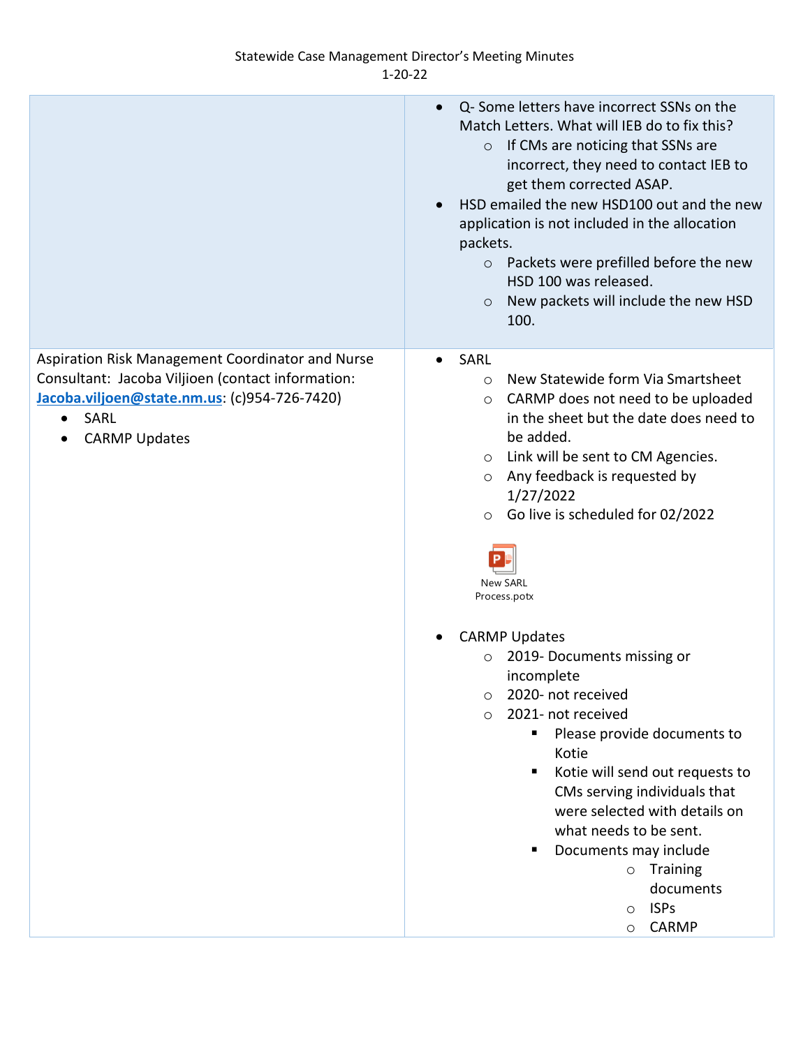Statewide Case Management Director's Meeting Minutes
1-20-22

| | |
|---|---|
| | • Q- Some letters have incorrect SSNs on the Match Letters. What will IEB do to fix this?<br>  ○ If CMs are noticing that SSNs are incorrect, they need to contact IEB to get them corrected ASAP.<br>• HSD emailed the new HSD100 out and the new application is not included in the allocation packets.<br>  ○ Packets were prefilled before the new HSD 100 was released.<br>  ○ New packets will include the new HSD 100. |
| Aspiration Risk Management Coordinator and Nurse Consultant: Jacoba Viljioen (contact information: Jacoba.viljoen@state.nm.us: (c)954-726-7420)<br>• SARL<br>• CARMP Updates | • SARL<br>  ○ New Statewide form Via Smartsheet<br>  ○ CARMP does not need to be uploaded in the sheet but the date does need to be added.<br>  ○ Link will be sent to CM Agencies.<br>  ○ Any feedback is requested by 1/27/2022<br>  ○ Go live is scheduled for 02/2022<br><br>New SARL Process.potx<br><br>• CARMP Updates<br>  ○ 2019- Documents missing or incomplete<br>  ○ 2020- not received<br>  ○ 2021- not received<br>    ▪ Please provide documents to Kotie<br>    ▪ Kotie will send out requests to CMs serving individuals that were selected with details on what needs to be sent.<br>    ▪ Documents may include<br>      ○ Training documents<br>      ○ ISPs<br>      ○ CARMP |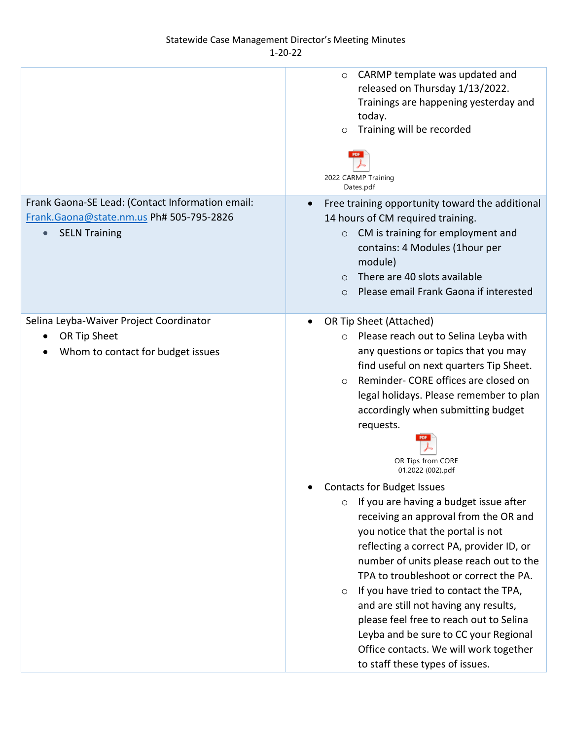Statewide Case Management Director's Meeting Minutes
1-20-22

| | |
|---|---|
| | <ul><li>CARMP template was updated and released on Thursday 1/13/2022. Trainings are happening yesterday and today.</li><li>Training will be recorded</li></ul>2022 CARMP Training Dates.pdf |
| Frank Gaona-SE Lead: (Contact Information email: Frank.Gaona@state.nm.us Ph# 505-795-2826<ul><li>SELN Training</li></ul> | <ul><li>Free training opportunity toward the additional 14 hours of CM required training.<ul><li>CM is training for employment and contains: 4 Modules (1hour per module)</li><li>There are 40 slots available</li><li>Please email Frank Gaona if interested</li></ul></li></ul> |
| Selina Leyba-Waiver Project Coordinator<ul><li>OR Tip Sheet</li><li>Whom to contact for budget issues</li></ul> | <ul><li>OR Tip Sheet (Attached)<ul><li>Please reach out to Selina Leyba with any questions or topics that you may find useful on next quarters Tip Sheet.</li><li>Reminder- CORE offices are closed on legal holidays. Please remember to plan accordingly when submitting budget requests.</li></ul>OR Tips from CORE 01.2022 (002).pdf</li><li>Contacts for Budget Issues<ul><li>If you are having a budget issue after receiving an approval from the OR and you notice that the portal is not reflecting a correct PA, provider ID, or number of units please reach out to the TPA to troubleshoot or correct the PA.</li><li>If you have tried to contact the TPA, and are still not having any results, please feel free to reach out to Selina Leyba and be sure to CC your Regional Office contacts. We will work together to staff these types of issues.</li></ul></li></ul> |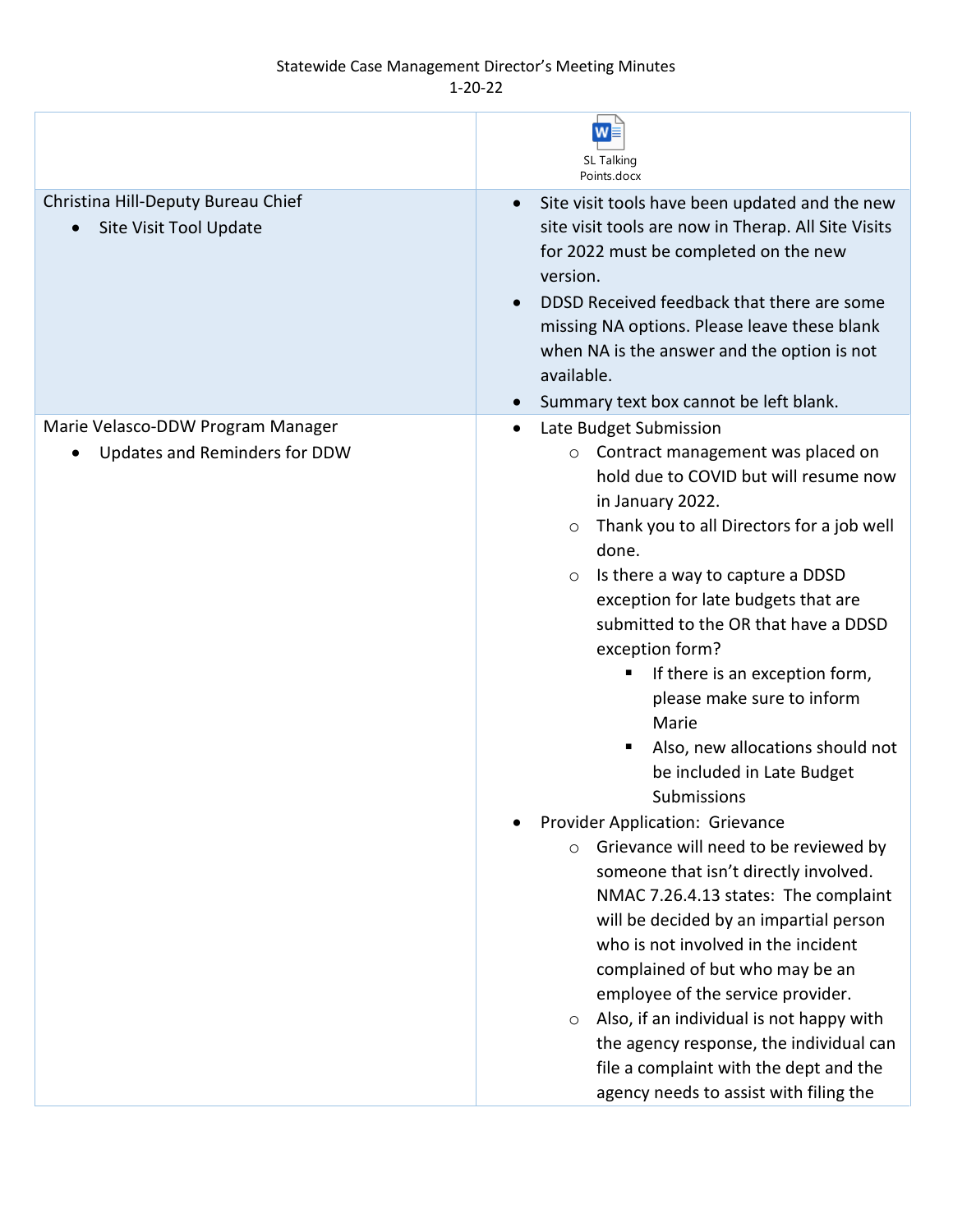Statewide Case Management Director's Meeting Minutes
1-20-22

| | |
|---|---|
| | SL Talking Points.docx |
| Christina Hill-Deputy Bureau Chief<br>• Site Visit Tool Update | • Site visit tools have been updated and the new site visit tools are now in Therap. All Site Visits for 2022 must be completed on the new version.<br>• DDSD Received feedback that there are some missing NA options. Please leave these blank when NA is the answer and the option is not available.<br>• Summary text box cannot be left blank. |
| Marie Velasco-DDW Program Manager<br>• Updates and Reminders for DDW | • Late Budget Submission<br>  ○ Contract management was placed on hold due to COVID but will resume now in January 2022.<br>  ○ Thank you to all Directors for a job well done.<br>  ○ Is there a way to capture a DDSD exception for late budgets that are submitted to the OR that have a DDSD exception form?<br>    ▪ If there is an exception form, please make sure to inform Marie<br>    ▪ Also, new allocations should not be included in Late Budget Submissions<br>• Provider Application: Grievance<br>  ○ Grievance will need to be reviewed by someone that isn't directly involved. NMAC 7.26.4.13 states: The complaint will be decided by an impartial person who is not involved in the incident complained of but who may be an employee of the service provider.<br>  ○ Also, if an individual is not happy with the agency response, the individual can file a complaint with the dept and the agency needs to assist with filing the |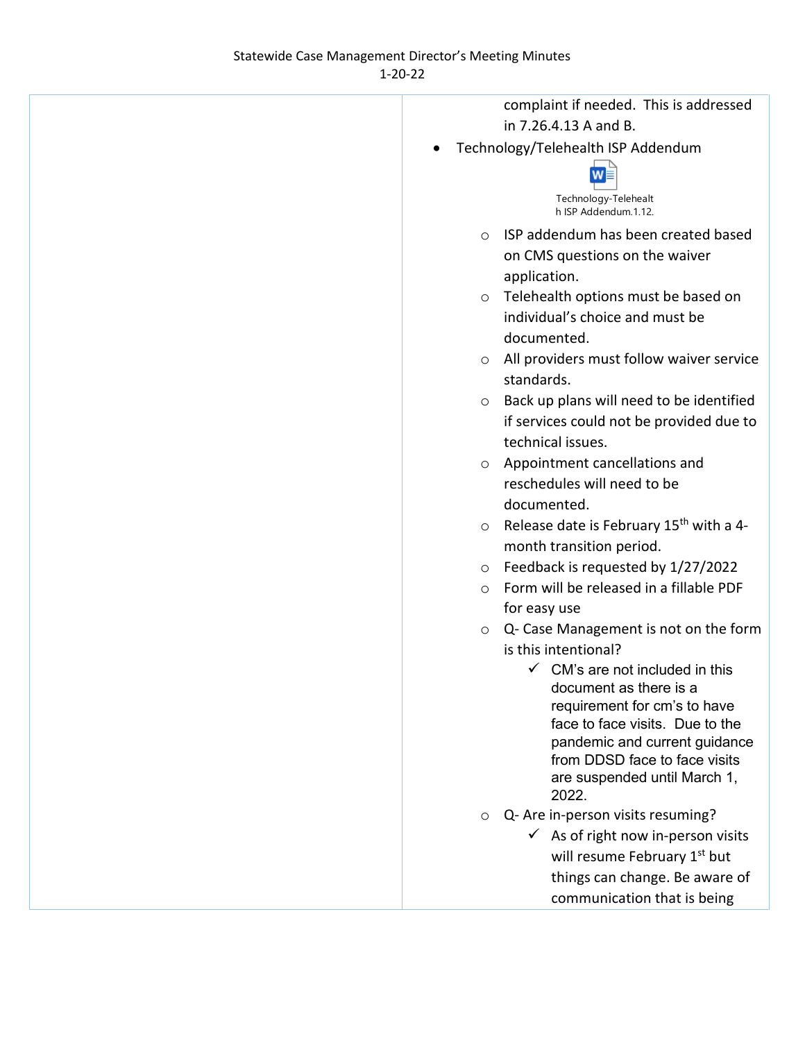Statewide Case Management Director's Meeting Minutes
1-20-22

| | |
|---|---|
| | complaint if needed. This is addressed in 7.26.4.13 A and B.<br>• Technology/Telehealth ISP Addendum<br>Technology-Telehealth ISP Addendum.1.12.<br>○ ISP addendum has been created based on CMS questions on the waiver application.<br>○ Telehealth options must be based on individual's choice and must be documented.<br>○ All providers must follow waiver service standards.<br>○ Back up plans will need to be identified if services could not be provided due to technical issues.<br>○ Appointment cancellations and reschedules will need to be documented.<br>○ Release date is February 15th with a 4-month transition period.<br>○ Feedback is requested by 1/27/2022<br>○ Form will be released in a fillable PDF for easy use<br>○ Q- Case Management is not on the form is this intentional?<br>✓ CM's are not included in this document as there is a requirement for cm's to have face to face visits. Due to the pandemic and current guidance from DDSD face to face visits are suspended until March 1, 2022.<br>○ Q- Are in-person visits resuming?<br>✓ As of right now in-person visits will resume February 1st but things can change. Be aware of communication that is being |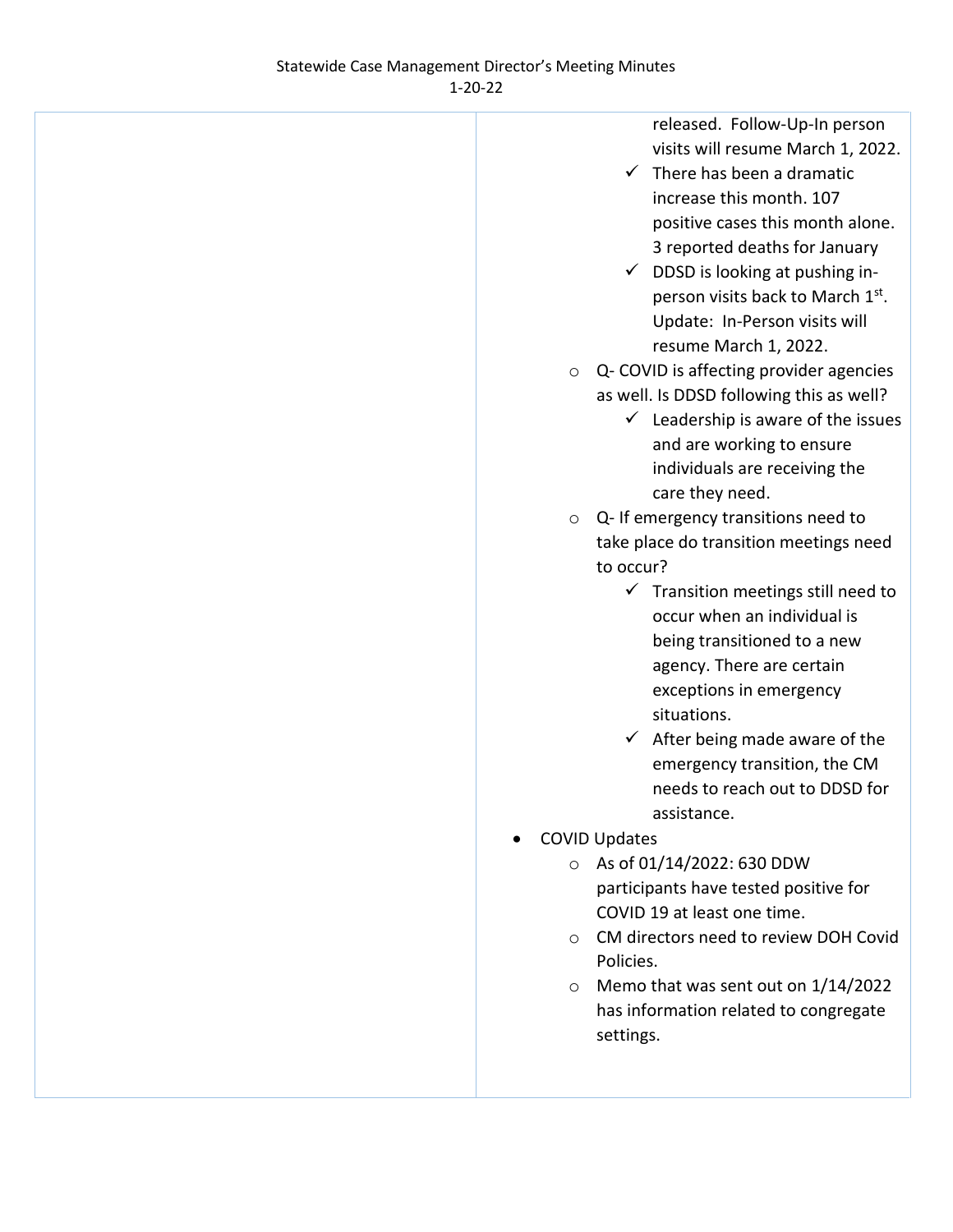|  |  |
| --- | --- |
|  | released. Follow-Up-In person visits will resume March 1, 2022.<br>✓ There has been a dramatic increase this month. 107 positive cases this month alone. 3 reported deaths for January<br>✓ DDSD is looking at pushing in-person visits back to March 1st. Update: In-Person visits will resume March 1, 2022.<br>○ Q- COVID is affecting provider agencies as well. Is DDSD following this as well?<br>✓ Leadership is aware of the issues and are working to ensure individuals are receiving the care they need.<br>○ Q- If emergency transitions need to take place do transition meetings need to occur?<br>✓ Transition meetings still need to occur when an individual is being transitioned to a new agency. There are certain exceptions in emergency situations.<br>✓ After being made aware of the emergency transition, the CM needs to reach out to DDSD for assistance.<br>• COVID Updates<br>○ As of 01/14/2022: 630 DDW participants have tested positive for COVID 19 at least one time.<br>○ CM directors need to review DOH Covid Policies.<br>○ Memo that was sent out on 1/14/2022 has information related to congregate settings. |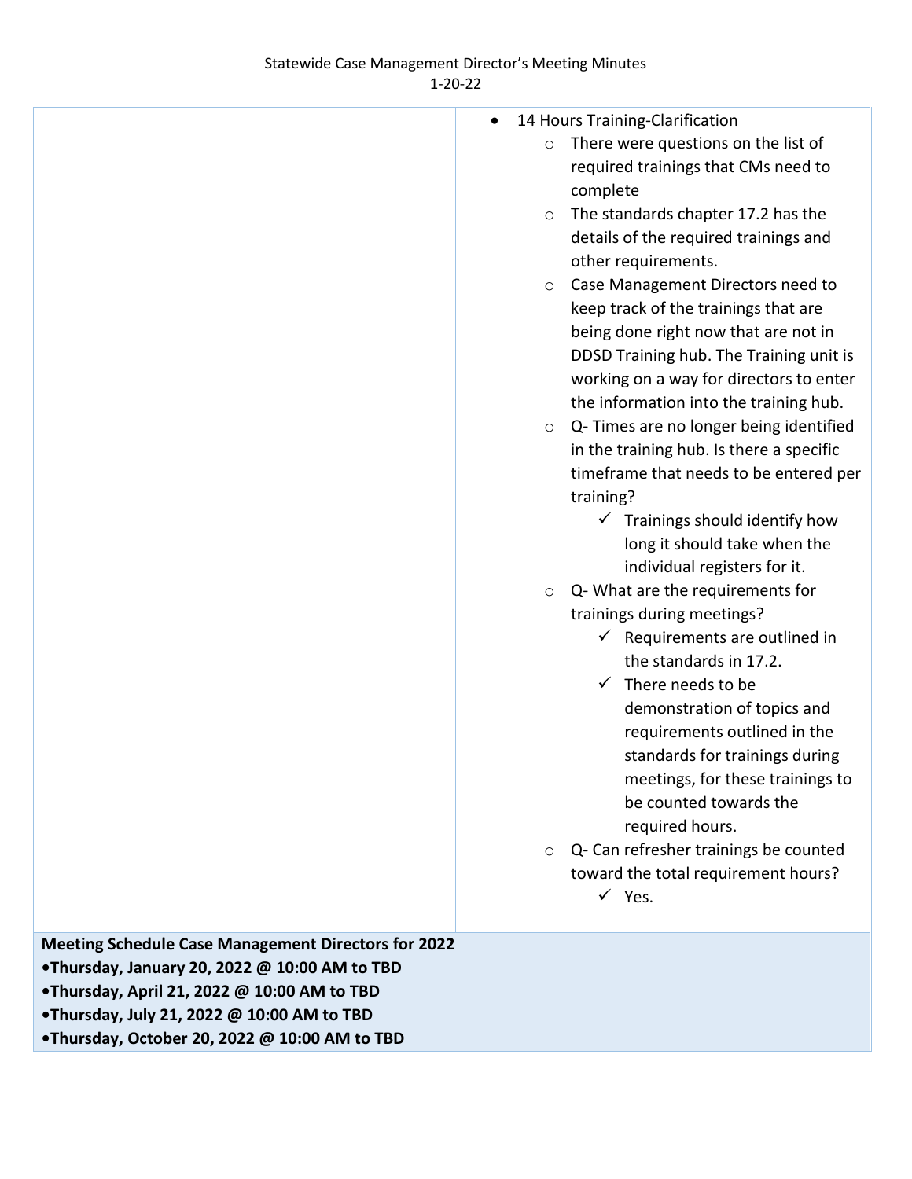| | |
|---|---|
| | • 14 Hours Training-Clarification<br>  ○ There were questions on the list of required trainings that CMs need to complete<br>  ○ The standards chapter 17.2 has the details of the required trainings and other requirements.<br>  ○ Case Management Directors need to keep track of the trainings that are being done right now that are not in DDSD Training hub. The Training unit is working on a way for directors to enter the information into the training hub.<br>  ○ Q- Times are no longer being identified in the training hub. Is there a specific timeframe that needs to be entered per training?<br>    ✓ Trainings should identify how long it should take when the individual registers for it.<br>  ○ Q- What are the requirements for trainings during meetings?<br>    ✓ Requirements are outlined in the standards in 17.2.<br>    ✓ There needs to be demonstration of topics and requirements outlined in the standards for trainings during meetings, for these trainings to be counted towards the required hours.<br>  ○ Q- Can refresher trainings be counted toward the total requirement hours?<br>    ✓ Yes. |

**Meeting Schedule Case Management Directors for 2022**

**•Thursday, January 20, 2022 @ 10:00 AM to TBD**

**•Thursday, April 21, 2022 @ 10:00 AM to TBD**

**•Thursday, July 21, 2022 @ 10:00 AM to TBD**

**•Thursday, October 20, 2022 @ 10:00 AM to TBD**